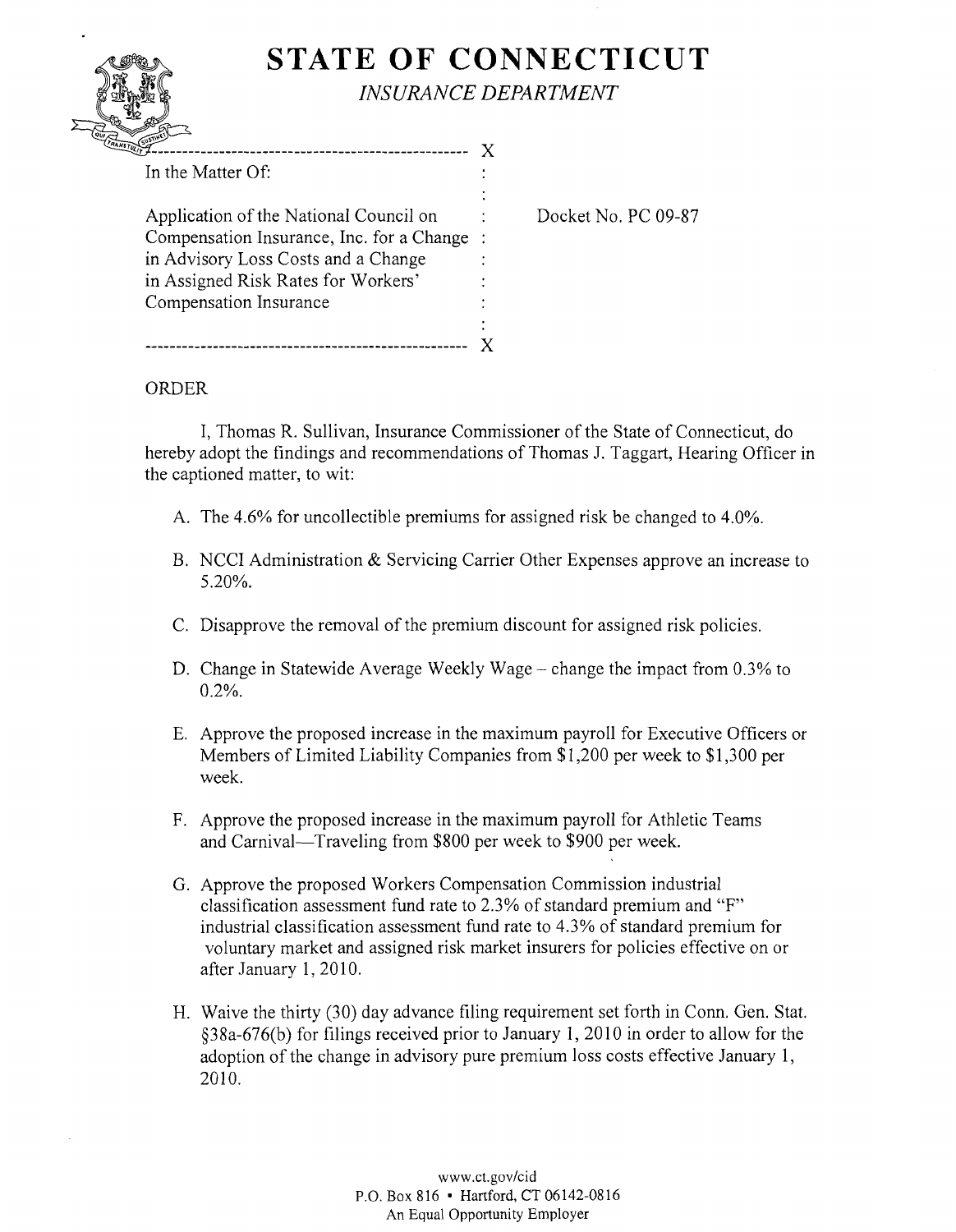# STATE OF CONNECTICUT

*INSURANCE DEPARTMENT*

---

In the Matter Of:

Application of the National Council on Compensation Insurance, Inc. for a Change in Advisory Loss Costs and a Change in Assigned Risk Rates for Workers' Compensation Insurance

Docket No. PC 09-87

---

ORDER

I, Thomas R. Sullivan, Insurance Commissioner of the State of Connecticut, do hereby adopt the findings and recommendations of Thomas J. Taggart, Hearing Officer in the captioned matter, to wit:

A. The 4.6% for uncollectible premiums for assigned risk be changed to 4.0%.

B. NCCI Administration & Servicing Carrier Other Expenses approve an increase to 5.20%.

C. Disapprove the removal of the premium discount for assigned risk policies.

D. Change in Statewide Average Weekly Wage – change the impact from 0.3% to 0.2%.

E. Approve the proposed increase in the maximum payroll for Executive Officers or Members of Limited Liability Companies from $1,200 per week to $1,300 per week.

F. Approve the proposed increase in the maximum payroll for Athletic Teams and Carnival—Traveling from $800 per week to $900 per week.

G. Approve the proposed Workers Compensation Commission industrial classification assessment fund rate to 2.3% of standard premium and "F" industrial classification assessment fund rate to 4.3% of standard premium for voluntary market and assigned risk market insurers for policies effective on or after January 1, 2010.

H. Waive the thirty (30) day advance filing requirement set forth in Conn. Gen. Stat. §38a-676(b) for filings received prior to January 1, 2010 in order to allow for the adoption of the change in advisory pure premium loss costs effective January 1, 2010.

www.ct.gov/cid
P.O. Box 816 • Hartford, CT 06142-0816
An Equal Opportunity Employer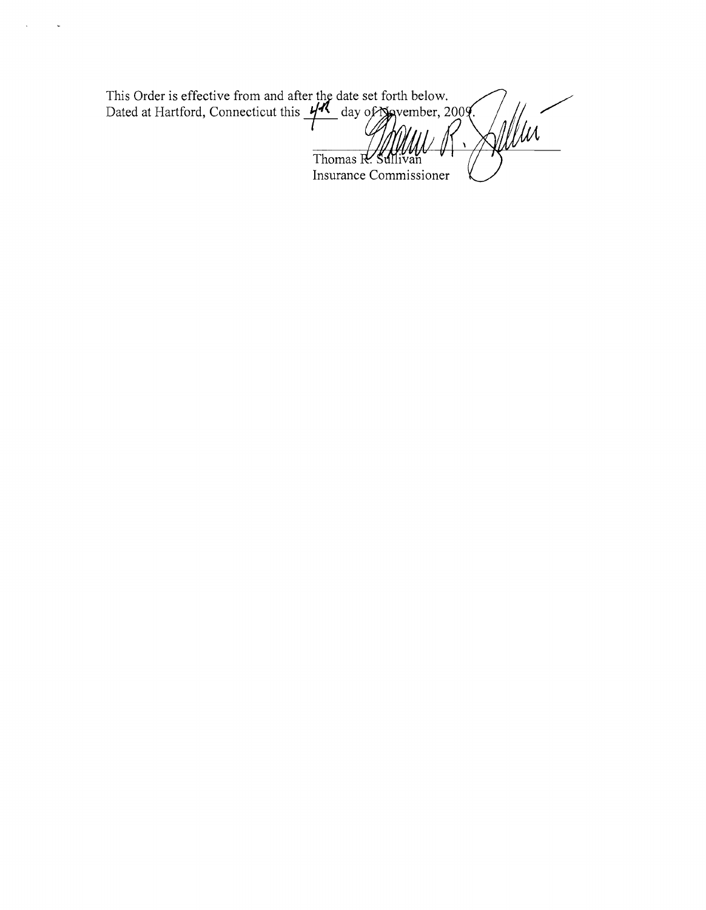This Order is effective from and after the date set forth below.

Dated at Hartford, Connecticut this 4th day of November, 2009.

Thomas R. Sullivan
Insurance Commissioner